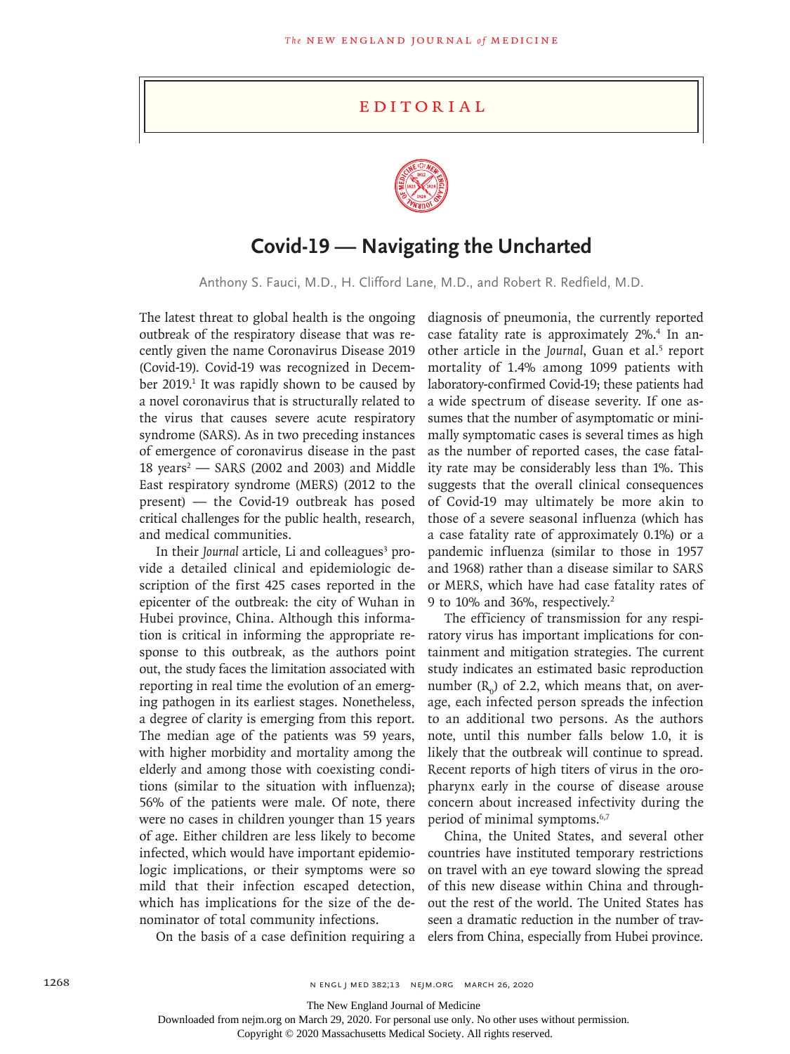# EDITORIAL

# Covid-19 — Navigating the Uncharted

Anthony S. Fauci, M.D., H. Clifford Lane, M.D., and Robert R. Redfield, M.D.

The latest threat to global health is the ongoing outbreak of the respiratory disease that was recently given the name Coronavirus Disease 2019 (Covid-19). Covid-19 was recognized in December 2019.[1] It was rapidly shown to be caused by a novel coronavirus that is structurally related to the virus that causes severe acute respiratory syndrome (SARS). As in two preceding instances of emergence of coronavirus disease in the past 18 years[2] — SARS (2002 and 2003) and Middle East respiratory syndrome (MERS) (2012 to the present) — the Covid-19 outbreak has posed critical challenges for the public health, research, and medical communities.

In their *Journal* article, Li and colleagues[3] provide a detailed clinical and epidemiologic description of the first 425 cases reported in the epicenter of the outbreak: the city of Wuhan in Hubei province, China. Although this information is critical in informing the appropriate response to this outbreak, as the authors point out, the study faces the limitation associated with reporting in real time the evolution of an emerging pathogen in its earliest stages. Nonetheless, a degree of clarity is emerging from this report. The median age of the patients was 59 years, with higher morbidity and mortality among the elderly and among those with coexisting conditions (similar to the situation with influenza); 56% of the patients were male. Of note, there were no cases in children younger than 15 years of age. Either children are less likely to become infected, which would have important epidemiologic implications, or their symptoms were so mild that their infection escaped detection, which has implications for the size of the denominator of total community infections.

On the basis of a case definition requiring a diagnosis of pneumonia, the currently reported case fatality rate is approximately 2%.[4] In another article in the *Journal*, Guan et al.[5] report mortality of 1.4% among 1099 patients with laboratory-confirmed Covid-19; these patients had a wide spectrum of disease severity. If one assumes that the number of asymptomatic or minimally symptomatic cases is several times as high as the number of reported cases, the case fatality rate may be considerably less than 1%. This suggests that the overall clinical consequences of Covid-19 may ultimately be more akin to those of a severe seasonal influenza (which has a case fatality rate of approximately 0.1%) or a pandemic influenza (similar to those in 1957 and 1968) rather than a disease similar to SARS or MERS, which have had case fatality rates of 9 to 10% and 36%, respectively.[2]

The efficiency of transmission for any respiratory virus has important implications for containment and mitigation strategies. The current study indicates an estimated basic reproduction number ($R_0$) of 2.2, which means that, on average, each infected person spreads the infection to an additional two persons. As the authors note, until this number falls below 1.0, it is likely that the outbreak will continue to spread. Recent reports of high titers of virus in the oropharynx early in the course of disease arouse concern about increased infectivity during the period of minimal symptoms.[6,7]

China, the United States, and several other countries have instituted temporary restrictions on travel with an eye toward slowing the spread of this new disease within China and throughout the rest of the world. The United States has seen a dramatic reduction in the number of travelers from China, especially from Hubei province.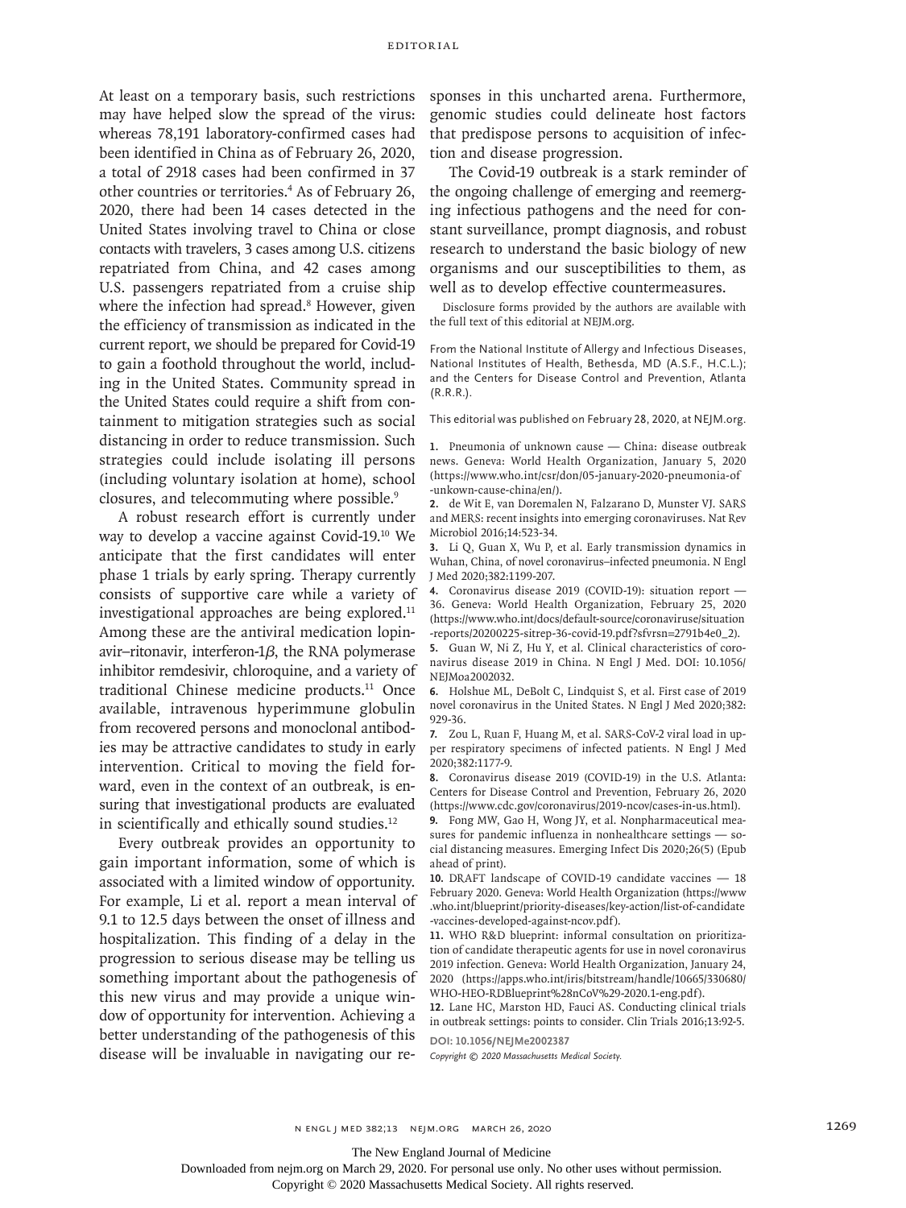At least on a temporary basis, such restrictions may have helped slow the spread of the virus: whereas 78,191 laboratory-confirmed cases had been identified in China as of February 26, 2020, a total of 2918 cases had been confirmed in 37 other countries or territories.[4] As of February 26, 2020, there had been 14 cases detected in the United States involving travel to China or close contacts with travelers, 3 cases among U.S. citizens repatriated from China, and 42 cases among U.S. passengers repatriated from a cruise ship where the infection had spread.[8] However, given the efficiency of transmission as indicated in the current report, we should be prepared for Covid-19 to gain a foothold throughout the world, including in the United States. Community spread in the United States could require a shift from containment to mitigation strategies such as social distancing in order to reduce transmission. Such strategies could include isolating ill persons (including voluntary isolation at home), school closures, and telecommuting where possible.[9]

A robust research effort is currently under way to develop a vaccine against Covid-19.[10] We anticipate that the first candidates will enter phase 1 trials by early spring. Therapy currently consists of supportive care while a variety of investigational approaches are being explored.[11] Among these are the antiviral medication lopinavir–ritonavir, interferon-1$\beta$, the RNA polymerase inhibitor remdesivir, chloroquine, and a variety of traditional Chinese medicine products.[11] Once available, intravenous hyperimmune globulin from recovered persons and monoclonal antibodies may be attractive candidates to study in early intervention. Critical to moving the field forward, even in the context of an outbreak, is ensuring that investigational products are evaluated in scientifically and ethically sound studies.[12]

Every outbreak provides an opportunity to gain important information, some of which is associated with a limited window of opportunity. For example, Li et al. report a mean interval of 9.1 to 12.5 days between the onset of illness and hospitalization. This finding of a delay in the progression to serious disease may be telling us something important about the pathogenesis of this new virus and may provide a unique window of opportunity for intervention. Achieving a better understanding of the pathogenesis of this disease will be invaluable in navigating our responses in this uncharted arena. Furthermore, genomic studies could delineate host factors that predispose persons to acquisition of infection and disease progression.

The Covid-19 outbreak is a stark reminder of the ongoing challenge of emerging and reemerging infectious pathogens and the need for constant surveillance, prompt diagnosis, and robust research to understand the basic biology of new organisms and our susceptibilities to them, as well as to develop effective countermeasures.

Disclosure forms provided by the authors are available with the full text of this editorial at NEJM.org.

From the National Institute of Allergy and Infectious Diseases, National Institutes of Health, Bethesda, MD (A.S.F., H.C.L.); and the Centers for Disease Control and Prevention, Atlanta (R.R.R.).

This editorial was published on February 28, 2020, at NEJM.org.

1. Pneumonia of unknown cause — China: disease outbreak news. Geneva: World Health Organization, January 5, 2020 (https://www.who.int/csr/don/05-january-2020-pneumonia-of-unkown-cause-china/en/).
2. de Wit E, van Doremalen N, Falzarano D, Munster VJ. SARS and MERS: recent insights into emerging coronaviruses. Nat Rev Microbiol 2016;14:523-34.
3. Li Q, Guan X, Wu P, et al. Early transmission dynamics in Wuhan, China, of novel coronavirus–infected pneumonia. N Engl J Med 2020;382:1199-207.
4. Coronavirus disease 2019 (COVID-19): situation report — 36. Geneva: World Health Organization, February 25, 2020 (https://www.who.int/docs/default-source/coronaviruse/situation-reports/20200225-sitrep-36-covid-19.pdf?sfvrsn=2791b4e0_2).
5. Guan W, Ni Z, Hu Y, et al. Clinical characteristics of coronavirus disease 2019 in China. N Engl J Med. DOI: 10.1056/NEJMoa2002032.
6. Holshue ML, DeBolt C, Lindquist S, et al. First case of 2019 novel coronavirus in the United States. N Engl J Med 2020;382:929-36.
7. Zou L, Ruan F, Huang M, et al. SARS-CoV-2 viral load in upper respiratory specimens of infected patients. N Engl J Med 2020;382:1177-9.
8. Coronavirus disease 2019 (COVID-19) in the U.S. Atlanta: Centers for Disease Control and Prevention, February 26, 2020 (https://www.cdc.gov/coronavirus/2019-ncov/cases-in-us.html).
9. Fong MW, Gao H, Wong JY, et al. Nonpharmaceutical measures for pandemic influenza in nonhealthcare settings — social distancing measures. Emerging Infect Dis 2020;26(5) (Epub ahead of print).
10. DRAFT landscape of COVID-19 candidate vaccines — 18 February 2020. Geneva: World Health Organization (https://www.who.int/blueprint/priority-diseases/key-action/list-of-candidate-vaccines-developed-against-ncov.pdf).
11. WHO R&D blueprint: informal consultation on prioritization of candidate therapeutic agents for use in novel coronavirus 2019 infection. Geneva: World Health Organization, January 24, 2020 (https://apps.who.int/iris/bitstream/handle/10665/330680/WHO-HEO-RDBlueprint%28nCoV%29-2020.1-eng.pdf).
12. Lane HC, Marston HD, Fauci AS. Conducting clinical trials in outbreak settings: points to consider. Clin Trials 2016;13:92-5.

**DOI: 10.1056/NEJMe2002387**

*Copyright © 2020 Massachusetts Medical Society.*